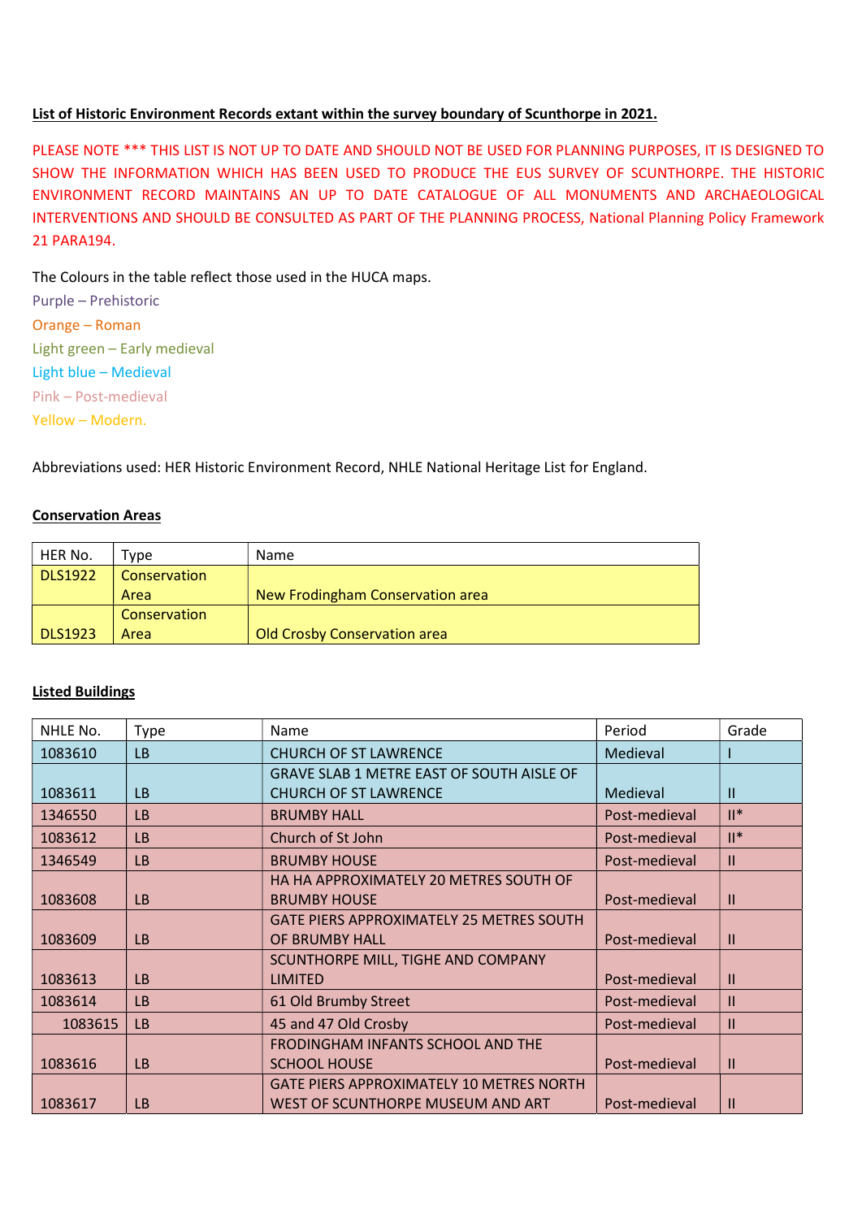**List of Historic Environment Records extant within the survey boundary of Scunthorpe in 2021.**

PLEASE NOTE *** THIS LIST IS NOT UP TO DATE AND SHOULD NOT BE USED FOR PLANNING PURPOSES, IT IS DESIGNED TO SHOW THE INFORMATION WHICH HAS BEEN USED TO PRODUCE THE EUS SURVEY OF SCUNTHORPE. THE HISTORIC ENVIRONMENT RECORD MAINTAINS AN UP TO DATE CATALOGUE OF ALL MONUMENTS AND ARCHAEOLOGICAL INTERVENTIONS AND SHOULD BE CONSULTED AS PART OF THE PLANNING PROCESS, National Planning Policy Framework 21 PARA194.

The Colours in the table reflect those used in the HUCA maps.

Purple – Prehistoric

Orange – Roman

Light green – Early medieval

Light blue – Medieval

Pink – Post-medieval

Yellow – Modern.

Abbreviations used: HER Historic Environment Record, NHLE National Heritage List for England.

**Conservation Areas**

| HER No. | Type | Name |
|---|---|---|
| DLS1922 | Conservation Area | New Frodingham Conservation area |
| DLS1923 | Conservation Area | Old Crosby Conservation area |

**Listed Buildings**

| NHLE No. | Type | Name | Period | Grade |
|---|---|---|---|---|
| 1083610 | LB | CHURCH OF ST LAWRENCE | Medieval | I |
| 1083611 | LB | GRAVE SLAB 1 METRE EAST OF SOUTH AISLE OF CHURCH OF ST LAWRENCE | Medieval | II |
| 1346550 | LB | BRUMBY HALL | Post-medieval | II* |
| 1083612 | LB | Church of St John | Post-medieval | II* |
| 1346549 | LB | BRUMBY HOUSE | Post-medieval | II |
| 1083608 | LB | HA HA APPROXIMATELY 20 METRES SOUTH OF BRUMBY HOUSE | Post-medieval | II |
| 1083609 | LB | GATE PIERS APPROXIMATELY 25 METRES SOUTH OF BRUMBY HALL | Post-medieval | II |
| 1083613 | LB | SCUNTHORPE MILL, TIGHE AND COMPANY LIMITED | Post-medieval | II |
| 1083614 | LB | 61 Old Brumby Street | Post-medieval | II |
| 1083615 | LB | 45 and 47 Old Crosby | Post-medieval | II |
| 1083616 | LB | FRODINGHAM INFANTS SCHOOL AND THE SCHOOL HOUSE | Post-medieval | II |
| 1083617 | LB | GATE PIERS APPROXIMATELY 10 METRES NORTH WEST OF SCUNTHORPE MUSEUM AND ART | Post-medieval | II |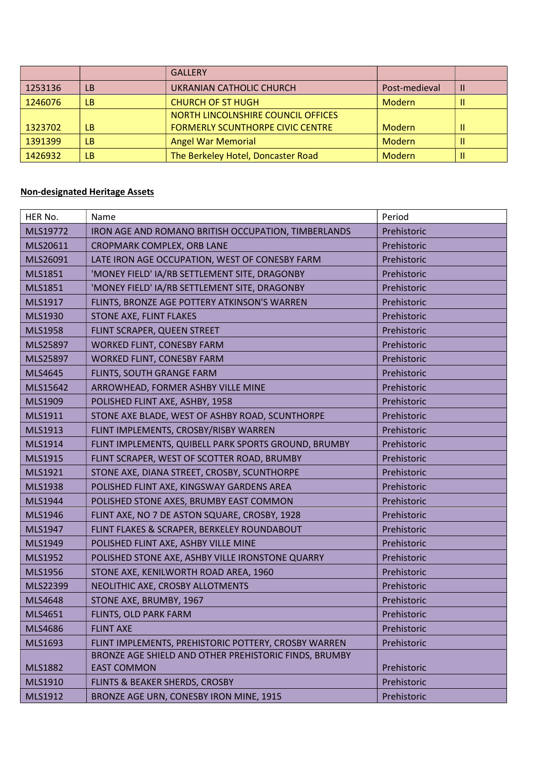| | | GALLERY | | |
|---|---|---|---|---|
| 1253136 | LB | UKRANIAN CATHOLIC CHURCH | Post-medieval | II |
| 1246076 | LB | CHURCH OF ST HUGH | Modern | II |
| 1323702 | LB | NORTH LINCOLNSHIRE COUNCIL OFFICES FORMERLY SCUNTHORPE CIVIC CENTRE | Modern | II |
| 1391399 | LB | Angel War Memorial | Modern | II |
| 1426932 | LB | The Berkeley Hotel, Doncaster Road | Modern | II |

**Non-designated Heritage Assets**

| HER No. | Name | Period |
|---|---|---|
| MLS19772 | IRON AGE AND ROMANO BRITISH OCCUPATION, TIMBERLANDS | Prehistoric |
| MLS20611 | CROPMARK COMPLEX, ORB LANE | Prehistoric |
| MLS26091 | LATE IRON AGE OCCUPATION, WEST OF CONESBY FARM | Prehistoric |
| MLS1851 | 'MONEY FIELD' IA/RB SETTLEMENT SITE, DRAGONBY | Prehistoric |
| MLS1851 | 'MONEY FIELD' IA/RB SETTLEMENT SITE, DRAGONBY | Prehistoric |
| MLS1917 | FLINTS, BRONZE AGE POTTERY ATKINSON'S WARREN | Prehistoric |
| MLS1930 | STONE AXE, FLINT FLAKES | Prehistoric |
| MLS1958 | FLINT SCRAPER, QUEEN STREET | Prehistoric |
| MLS25897 | WORKED FLINT, CONESBY FARM | Prehistoric |
| MLS25897 | WORKED FLINT, CONESBY FARM | Prehistoric |
| MLS4645 | FLINTS, SOUTH GRANGE FARM | Prehistoric |
| MLS15642 | ARROWHEAD, FORMER ASHBY VILLE MINE | Prehistoric |
| MLS1909 | POLISHED FLINT AXE, ASHBY, 1958 | Prehistoric |
| MLS1911 | STONE AXE BLADE, WEST OF ASHBY ROAD, SCUNTHORPE | Prehistoric |
| MLS1913 | FLINT IMPLEMENTS, CROSBY/RISBY WARREN | Prehistoric |
| MLS1914 | FLINT IMPLEMENTS, QUIBELL PARK SPORTS GROUND, BRUMBY | Prehistoric |
| MLS1915 | FLINT SCRAPER, WEST OF SCOTTER ROAD, BRUMBY | Prehistoric |
| MLS1921 | STONE AXE, DIANA STREET, CROSBY, SCUNTHORPE | Prehistoric |
| MLS1938 | POLISHED FLINT AXE, KINGSWAY GARDENS AREA | Prehistoric |
| MLS1944 | POLISHED STONE AXES, BRUMBY EAST COMMON | Prehistoric |
| MLS1946 | FLINT AXE, NO 7 DE ASTON SQUARE, CROSBY, 1928 | Prehistoric |
| MLS1947 | FLINT FLAKES & SCRAPER, BERKELEY ROUNDABOUT | Prehistoric |
| MLS1949 | POLISHED FLINT AXE, ASHBY VILLE MINE | Prehistoric |
| MLS1952 | POLISHED STONE AXE, ASHBY VILLE IRONSTONE QUARRY | Prehistoric |
| MLS1956 | STONE AXE, KENILWORTH ROAD AREA, 1960 | Prehistoric |
| MLS22399 | NEOLITHIC AXE, CROSBY ALLOTMENTS | Prehistoric |
| MLS4648 | STONE AXE, BRUMBY, 1967 | Prehistoric |
| MLS4651 | FLINTS, OLD PARK FARM | Prehistoric |
| MLS4686 | FLINT AXE | Prehistoric |
| MLS1693 | FLINT IMPLEMENTS, PREHISTORIC POTTERY, CROSBY WARREN | Prehistoric |
| MLS1882 | BRONZE AGE SHIELD AND OTHER PREHISTORIC FINDS, BRUMBY EAST COMMON | Prehistoric |
| MLS1910 | FLINTS & BEAKER SHERDS, CROSBY | Prehistoric |
| MLS1912 | BRONZE AGE URN, CONESBY IRON MINE, 1915 | Prehistoric |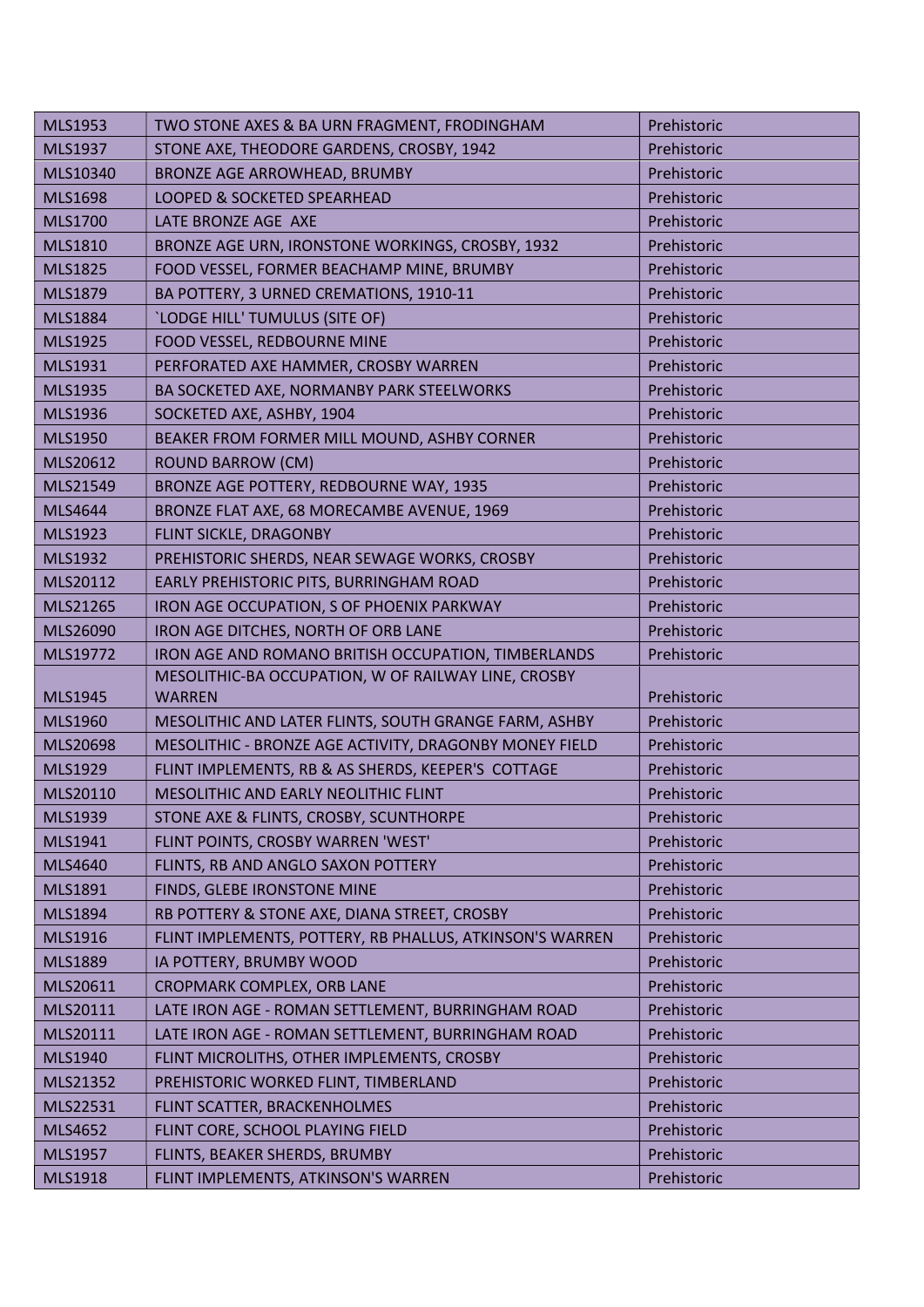| MLS1953 | TWO STONE AXES & BA URN FRAGMENT, FRODINGHAM | Prehistoric |
|---|---|---|
| MLS1937 | STONE AXE, THEODORE GARDENS, CROSBY, 1942 | Prehistoric |
| MLS10340 | BRONZE AGE ARROWHEAD, BRUMBY | Prehistoric |
| MLS1698 | LOOPED & SOCKETED SPEARHEAD | Prehistoric |
| MLS1700 | LATE BRONZE AGE AXE | Prehistoric |
| MLS1810 | BRONZE AGE URN, IRONSTONE WORKINGS, CROSBY, 1932 | Prehistoric |
| MLS1825 | FOOD VESSEL, FORMER BEACHAMP MINE, BRUMBY | Prehistoric |
| MLS1879 | BA POTTERY, 3 URNED CREMATIONS, 1910-11 | Prehistoric |
| MLS1884 | `LODGE HILL' TUMULUS (SITE OF) | Prehistoric |
| MLS1925 | FOOD VESSEL, REDBOURNE MINE | Prehistoric |
| MLS1931 | PERFORATED AXE HAMMER, CROSBY WARREN | Prehistoric |
| MLS1935 | BA SOCKETED AXE, NORMANBY PARK STEELWORKS | Prehistoric |
| MLS1936 | SOCKETED AXE, ASHBY, 1904 | Prehistoric |
| MLS1950 | BEAKER FROM FORMER MILL MOUND, ASHBY CORNER | Prehistoric |
| MLS20612 | ROUND BARROW (CM) | Prehistoric |
| MLS21549 | BRONZE AGE POTTERY, REDBOURNE WAY, 1935 | Prehistoric |
| MLS4644 | BRONZE FLAT AXE, 68 MORECAMBE AVENUE, 1969 | Prehistoric |
| MLS1923 | FLINT SICKLE, DRAGONBY | Prehistoric |
| MLS1932 | PREHISTORIC SHERDS, NEAR SEWAGE WORKS, CROSBY | Prehistoric |
| MLS20112 | EARLY PREHISTORIC PITS, BURRINGHAM ROAD | Prehistoric |
| MLS21265 | IRON AGE OCCUPATION, S OF PHOENIX PARKWAY | Prehistoric |
| MLS26090 | IRON AGE DITCHES, NORTH OF ORB LANE | Prehistoric |
| MLS19772 | IRON AGE AND ROMANO BRITISH OCCUPATION, TIMBERLANDS | Prehistoric |
| MLS1945 | MESOLITHIC-BA OCCUPATION, W OF RAILWAY LINE, CROSBY WARREN | Prehistoric |
| MLS1960 | MESOLITHIC AND LATER FLINTS, SOUTH GRANGE FARM, ASHBY | Prehistoric |
| MLS20698 | MESOLITHIC - BRONZE AGE ACTIVITY, DRAGONBY MONEY FIELD | Prehistoric |
| MLS1929 | FLINT IMPLEMENTS, RB & AS SHERDS, KEEPER'S COTTAGE | Prehistoric |
| MLS20110 | MESOLITHIC AND EARLY NEOLITHIC FLINT | Prehistoric |
| MLS1939 | STONE AXE & FLINTS, CROSBY, SCUNTHORPE | Prehistoric |
| MLS1941 | FLINT POINTS, CROSBY WARREN 'WEST' | Prehistoric |
| MLS4640 | FLINTS, RB AND ANGLO SAXON POTTERY | Prehistoric |
| MLS1891 | FINDS, GLEBE IRONSTONE MINE | Prehistoric |
| MLS1894 | RB POTTERY & STONE AXE, DIANA STREET, CROSBY | Prehistoric |
| MLS1916 | FLINT IMPLEMENTS, POTTERY, RB PHALLUS, ATKINSON'S WARREN | Prehistoric |
| MLS1889 | IA POTTERY, BRUMBY WOOD | Prehistoric |
| MLS20611 | CROPMARK COMPLEX, ORB LANE | Prehistoric |
| MLS20111 | LATE IRON AGE - ROMAN SETTLEMENT, BURRINGHAM ROAD | Prehistoric |
| MLS20111 | LATE IRON AGE - ROMAN SETTLEMENT, BURRINGHAM ROAD | Prehistoric |
| MLS1940 | FLINT MICROLITHS, OTHER IMPLEMENTS, CROSBY | Prehistoric |
| MLS21352 | PREHISTORIC WORKED FLINT, TIMBERLAND | Prehistoric |
| MLS22531 | FLINT SCATTER, BRACKENHOLMES | Prehistoric |
| MLS4652 | FLINT CORE, SCHOOL PLAYING FIELD | Prehistoric |
| MLS1957 | FLINTS, BEAKER SHERDS, BRUMBY | Prehistoric |
| MLS1918 | FLINT IMPLEMENTS, ATKINSON'S WARREN | Prehistoric |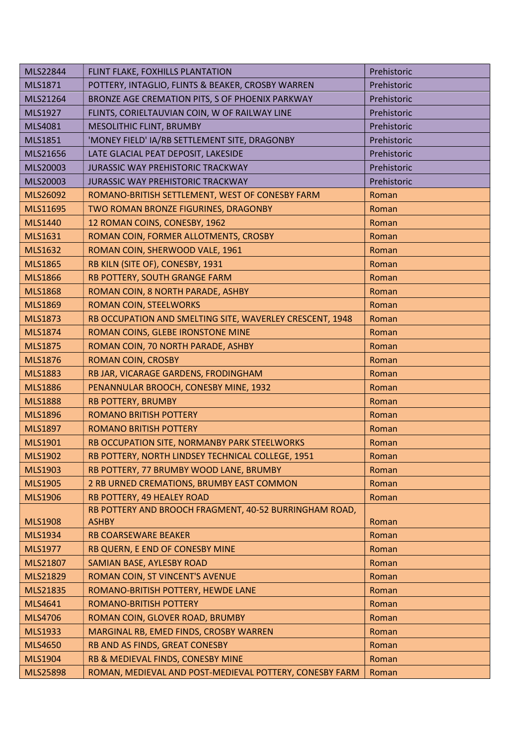| MLS22844 | FLINT FLAKE, FOXHILLS PLANTATION | Prehistoric |
|---|---|---|
| MLS1871 | POTTERY, INTAGLIO, FLINTS & BEAKER, CROSBY WARREN | Prehistoric |
| MLS21264 | BRONZE AGE CREMATION PITS, S OF PHOENIX PARKWAY | Prehistoric |
| MLS1927 | FLINTS, CORIELTAUVIAN COIN, W OF RAILWAY LINE | Prehistoric |
| MLS4081 | MESOLITHIC FLINT, BRUMBY | Prehistoric |
| MLS1851 | 'MONEY FIELD' IA/RB SETTLEMENT SITE, DRAGONBY | Prehistoric |
| MLS21656 | LATE GLACIAL PEAT DEPOSIT, LAKESIDE | Prehistoric |
| MLS20003 | JURASSIC WAY PREHISTORIC TRACKWAY | Prehistoric |
| MLS20003 | JURASSIC WAY PREHISTORIC TRACKWAY | Prehistoric |
| MLS26092 | ROMANO-BRITISH SETTLEMENT, WEST OF CONESBY FARM | Roman |
| MLS11695 | TWO ROMAN BRONZE FIGURINES, DRAGONBY | Roman |
| MLS1440 | 12 ROMAN COINS, CONESBY, 1962 | Roman |
| MLS1631 | ROMAN COIN, FORMER ALLOTMENTS, CROSBY | Roman |
| MLS1632 | ROMAN COIN, SHERWOOD VALE, 1961 | Roman |
| MLS1865 | RB KILN (SITE OF), CONESBY, 1931 | Roman |
| MLS1866 | RB POTTERY, SOUTH GRANGE FARM | Roman |
| MLS1868 | ROMAN COIN, 8 NORTH PARADE, ASHBY | Roman |
| MLS1869 | ROMAN COIN, STEELWORKS | Roman |
| MLS1873 | RB OCCUPATION AND SMELTING SITE, WAVERLEY CRESCENT, 1948 | Roman |
| MLS1874 | ROMAN COINS, GLEBE IRONSTONE MINE | Roman |
| MLS1875 | ROMAN COIN, 70 NORTH PARADE, ASHBY | Roman |
| MLS1876 | ROMAN COIN, CROSBY | Roman |
| MLS1883 | RB JAR, VICARAGE GARDENS, FRODINGHAM | Roman |
| MLS1886 | PENANNULAR BROOCH, CONESBY MINE, 1932 | Roman |
| MLS1888 | RB POTTERY, BRUMBY | Roman |
| MLS1896 | ROMANO BRITISH POTTERY | Roman |
| MLS1897 | ROMANO BRITISH POTTERY | Roman |
| MLS1901 | RB OCCUPATION SITE, NORMANBY PARK STEELWORKS | Roman |
| MLS1902 | RB POTTERY, NORTH LINDSEY TECHNICAL COLLEGE, 1951 | Roman |
| MLS1903 | RB POTTERY, 77 BRUMBY WOOD LANE, BRUMBY | Roman |
| MLS1905 | 2 RB URNED CREMATIONS, BRUMBY EAST COMMON | Roman |
| MLS1906 | RB POTTERY, 49 HEALEY ROAD | Roman |
| MLS1908 | RB POTTERY AND BROOCH FRAGMENT, 40-52 BURRINGHAM ROAD, ASHBY | Roman |
| MLS1934 | RB COARSEWARE BEAKER | Roman |
| MLS1977 | RB QUERN, E END OF CONESBY MINE | Roman |
| MLS21807 | SAMIAN BASE, AYLESBY ROAD | Roman |
| MLS21829 | ROMAN COIN, ST VINCENT'S AVENUE | Roman |
| MLS21835 | ROMANO-BRITISH POTTERY, HEWDE LANE | Roman |
| MLS4641 | ROMANO-BRITISH POTTERY | Roman |
| MLS4706 | ROMAN COIN, GLOVER ROAD, BRUMBY | Roman |
| MLS1933 | MARGINAL RB, EMED FINDS, CROSBY WARREN | Roman |
| MLS4650 | RB AND AS FINDS, GREAT CONESBY | Roman |
| MLS1904 | RB & MEDIEVAL FINDS, CONESBY MINE | Roman |
| MLS25898 | ROMAN, MEDIEVAL AND POST-MEDIEVAL POTTERY, CONESBY FARM | Roman |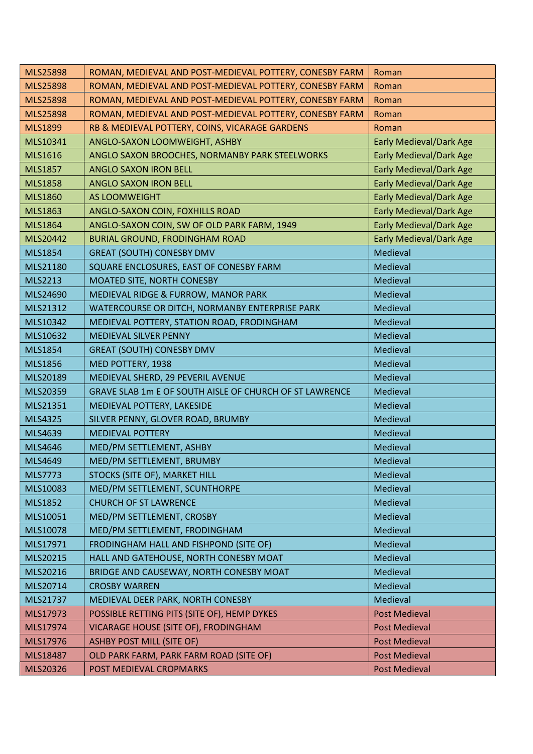| MLS25898 | ROMAN, MEDIEVAL AND POST-MEDIEVAL POTTERY, CONESBY FARM | Roman |
|---|---|---|
| MLS25898 | ROMAN, MEDIEVAL AND POST-MEDIEVAL POTTERY, CONESBY FARM | Roman |
| MLS25898 | ROMAN, MEDIEVAL AND POST-MEDIEVAL POTTERY, CONESBY FARM | Roman |
| MLS25898 | ROMAN, MEDIEVAL AND POST-MEDIEVAL POTTERY, CONESBY FARM | Roman |
| MLS1899 | RB & MEDIEVAL POTTERY, COINS, VICARAGE GARDENS | Roman |
| MLS10341 | ANGLO-SAXON LOOMWEIGHT, ASHBY | Early Medieval/Dark Age |
| MLS1616 | ANGLO SAXON BROOCHES, NORMANBY PARK STEELWORKS | Early Medieval/Dark Age |
| MLS1857 | ANGLO SAXON IRON BELL | Early Medieval/Dark Age |
| MLS1858 | ANGLO SAXON IRON BELL | Early Medieval/Dark Age |
| MLS1860 | AS LOOMWEIGHT | Early Medieval/Dark Age |
| MLS1863 | ANGLO-SAXON COIN, FOXHILLS ROAD | Early Medieval/Dark Age |
| MLS1864 | ANGLO-SAXON COIN, SW OF OLD PARK FARM, 1949 | Early Medieval/Dark Age |
| MLS20442 | BURIAL GROUND, FRODINGHAM ROAD | Early Medieval/Dark Age |
| MLS1854 | GREAT (SOUTH) CONESBY DMV | Medieval |
| MLS21180 | SQUARE ENCLOSURES, EAST OF CONESBY FARM | Medieval |
| MLS2213 | MOATED SITE, NORTH CONESBY | Medieval |
| MLS24690 | MEDIEVAL RIDGE & FURROW, MANOR PARK | Medieval |
| MLS21312 | WATERCOURSE OR DITCH, NORMANBY ENTERPRISE PARK | Medieval |
| MLS10342 | MEDIEVAL POTTERY, STATION ROAD, FRODINGHAM | Medieval |
| MLS10632 | MEDIEVAL SILVER PENNY | Medieval |
| MLS1854 | GREAT (SOUTH) CONESBY DMV | Medieval |
| MLS1856 | MED POTTERY, 1938 | Medieval |
| MLS20189 | MEDIEVAL SHERD, 29 PEVERIL AVENUE | Medieval |
| MLS20359 | GRAVE SLAB 1m E OF SOUTH AISLE OF CHURCH OF ST LAWRENCE | Medieval |
| MLS21351 | MEDIEVAL POTTERY, LAKESIDE | Medieval |
| MLS4325 | SILVER PENNY, GLOVER ROAD, BRUMBY | Medieval |
| MLS4639 | MEDIEVAL POTTERY | Medieval |
| MLS4646 | MED/PM SETTLEMENT, ASHBY | Medieval |
| MLS4649 | MED/PM SETTLEMENT, BRUMBY | Medieval |
| MLS7773 | STOCKS (SITE OF), MARKET HILL | Medieval |
| MLS10083 | MED/PM SETTLEMENT, SCUNTHORPE | Medieval |
| MLS1852 | CHURCH OF ST LAWRENCE | Medieval |
| MLS10051 | MED/PM SETTLEMENT, CROSBY | Medieval |
| MLS10078 | MED/PM SETTLEMENT, FRODINGHAM | Medieval |
| MLS17971 | FRODINGHAM HALL AND FISHPOND (SITE OF) | Medieval |
| MLS20215 | HALL AND GATEHOUSE, NORTH CONESBY MOAT | Medieval |
| MLS20216 | BRIDGE AND CAUSEWAY, NORTH CONESBY MOAT | Medieval |
| MLS20714 | CROSBY WARREN | Medieval |
| MLS21737 | MEDIEVAL DEER PARK, NORTH CONESBY | Medieval |
| MLS17973 | POSSIBLE RETTING PITS (SITE OF), HEMP DYKES | Post Medieval |
| MLS17974 | VICARAGE HOUSE (SITE OF), FRODINGHAM | Post Medieval |
| MLS17976 | ASHBY POST MILL (SITE OF) | Post Medieval |
| MLS18487 | OLD PARK FARM, PARK FARM ROAD (SITE OF) | Post Medieval |
| MLS20326 | POST MEDIEVAL CROPMARKS | Post Medieval |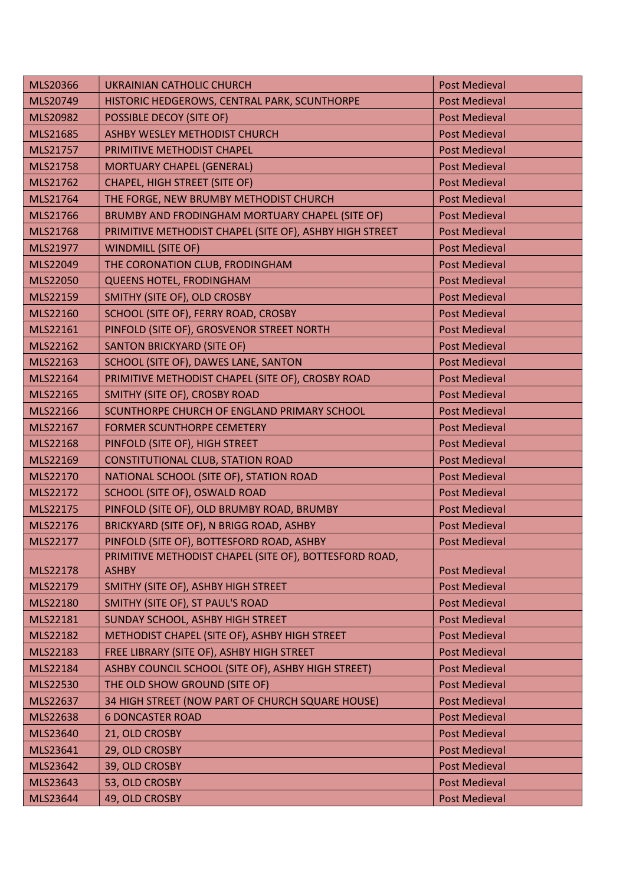| MLS20366 | UKRAINIAN CATHOLIC CHURCH | Post Medieval |
|---|---|---|
| MLS20749 | HISTORIC HEDGEROWS, CENTRAL PARK, SCUNTHORPE | Post Medieval |
| MLS20982 | POSSIBLE DECOY (SITE OF) | Post Medieval |
| MLS21685 | ASHBY WESLEY METHODIST CHURCH | Post Medieval |
| MLS21757 | PRIMITIVE METHODIST CHAPEL | Post Medieval |
| MLS21758 | MORTUARY CHAPEL (GENERAL) | Post Medieval |
| MLS21762 | CHAPEL, HIGH STREET (SITE OF) | Post Medieval |
| MLS21764 | THE FORGE, NEW BRUMBY METHODIST CHURCH | Post Medieval |
| MLS21766 | BRUMBY AND FRODINGHAM MORTUARY CHAPEL (SITE OF) | Post Medieval |
| MLS21768 | PRIMITIVE METHODIST CHAPEL (SITE OF), ASHBY HIGH STREET | Post Medieval |
| MLS21977 | WINDMILL (SITE OF) | Post Medieval |
| MLS22049 | THE CORONATION CLUB, FRODINGHAM | Post Medieval |
| MLS22050 | QUEENS HOTEL, FRODINGHAM | Post Medieval |
| MLS22159 | SMITHY (SITE OF), OLD CROSBY | Post Medieval |
| MLS22160 | SCHOOL (SITE OF), FERRY ROAD, CROSBY | Post Medieval |
| MLS22161 | PINFOLD (SITE OF), GROSVENOR STREET NORTH | Post Medieval |
| MLS22162 | SANTON BRICKYARD (SITE OF) | Post Medieval |
| MLS22163 | SCHOOL (SITE OF), DAWES LANE, SANTON | Post Medieval |
| MLS22164 | PRIMITIVE METHODIST CHAPEL (SITE OF), CROSBY ROAD | Post Medieval |
| MLS22165 | SMITHY (SITE OF), CROSBY ROAD | Post Medieval |
| MLS22166 | SCUNTHORPE CHURCH OF ENGLAND PRIMARY SCHOOL | Post Medieval |
| MLS22167 | FORMER SCUNTHORPE CEMETERY | Post Medieval |
| MLS22168 | PINFOLD (SITE OF), HIGH STREET | Post Medieval |
| MLS22169 | CONSTITUTIONAL CLUB, STATION ROAD | Post Medieval |
| MLS22170 | NATIONAL SCHOOL (SITE OF), STATION ROAD | Post Medieval |
| MLS22172 | SCHOOL (SITE OF), OSWALD ROAD | Post Medieval |
| MLS22175 | PINFOLD (SITE OF), OLD BRUMBY ROAD, BRUMBY | Post Medieval |
| MLS22176 | BRICKYARD (SITE OF), N BRIGG ROAD, ASHBY | Post Medieval |
| MLS22177 | PINFOLD (SITE OF), BOTTESFORD ROAD, ASHBY | Post Medieval |
| MLS22178 | PRIMITIVE METHODIST CHAPEL (SITE OF), BOTTESFORD ROAD, ASHBY | Post Medieval |
| MLS22179 | SMITHY (SITE OF), ASHBY HIGH STREET | Post Medieval |
| MLS22180 | SMITHY (SITE OF), ST PAUL'S ROAD | Post Medieval |
| MLS22181 | SUNDAY SCHOOL, ASHBY HIGH STREET | Post Medieval |
| MLS22182 | METHODIST CHAPEL (SITE OF), ASHBY HIGH STREET | Post Medieval |
| MLS22183 | FREE LIBRARY (SITE OF), ASHBY HIGH STREET | Post Medieval |
| MLS22184 | ASHBY COUNCIL SCHOOL (SITE OF), ASHBY HIGH STREET) | Post Medieval |
| MLS22530 | THE OLD SHOW GROUND (SITE OF) | Post Medieval |
| MLS22637 | 34 HIGH STREET (NOW PART OF CHURCH SQUARE HOUSE) | Post Medieval |
| MLS22638 | 6 DONCASTER ROAD | Post Medieval |
| MLS23640 | 21, OLD CROSBY | Post Medieval |
| MLS23641 | 29, OLD CROSBY | Post Medieval |
| MLS23642 | 39, OLD CROSBY | Post Medieval |
| MLS23643 | 53, OLD CROSBY | Post Medieval |
| MLS23644 | 49, OLD CROSBY | Post Medieval |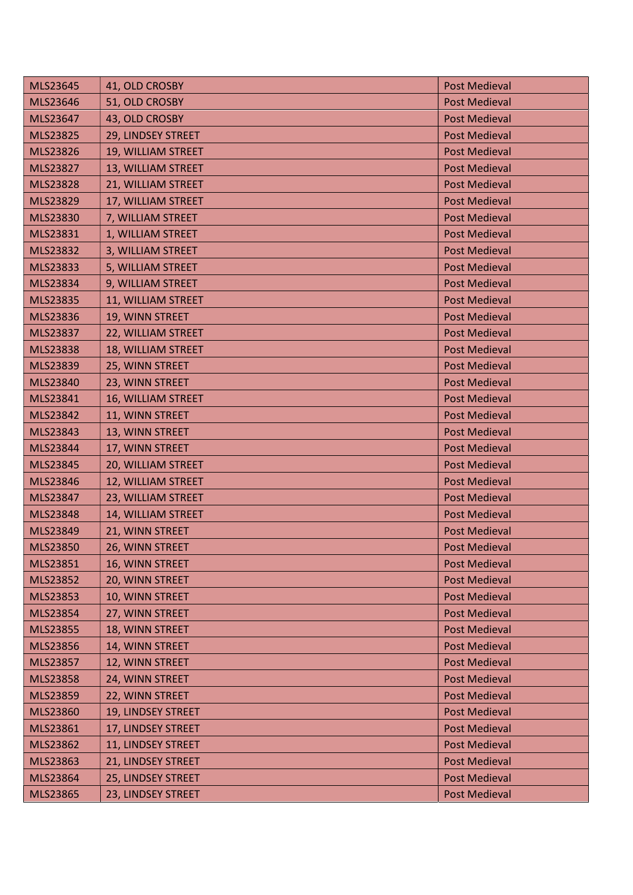| | | |
|---|---|---|
| MLS23645 | 41, OLD CROSBY | Post Medieval |
| MLS23646 | 51, OLD CROSBY | Post Medieval |
| MLS23647 | 43, OLD CROSBY | Post Medieval |
| MLS23825 | 29, LINDSEY STREET | Post Medieval |
| MLS23826 | 19, WILLIAM STREET | Post Medieval |
| MLS23827 | 13, WILLIAM STREET | Post Medieval |
| MLS23828 | 21, WILLIAM STREET | Post Medieval |
| MLS23829 | 17, WILLIAM STREET | Post Medieval |
| MLS23830 | 7, WILLIAM STREET | Post Medieval |
| MLS23831 | 1, WILLIAM STREET | Post Medieval |
| MLS23832 | 3, WILLIAM STREET | Post Medieval |
| MLS23833 | 5, WILLIAM STREET | Post Medieval |
| MLS23834 | 9, WILLIAM STREET | Post Medieval |
| MLS23835 | 11, WILLIAM STREET | Post Medieval |
| MLS23836 | 19, WINN STREET | Post Medieval |
| MLS23837 | 22, WILLIAM STREET | Post Medieval |
| MLS23838 | 18, WILLIAM STREET | Post Medieval |
| MLS23839 | 25, WINN STREET | Post Medieval |
| MLS23840 | 23, WINN STREET | Post Medieval |
| MLS23841 | 16, WILLIAM STREET | Post Medieval |
| MLS23842 | 11, WINN STREET | Post Medieval |
| MLS23843 | 13, WINN STREET | Post Medieval |
| MLS23844 | 17, WINN STREET | Post Medieval |
| MLS23845 | 20, WILLIAM STREET | Post Medieval |
| MLS23846 | 12, WILLIAM STREET | Post Medieval |
| MLS23847 | 23, WILLIAM STREET | Post Medieval |
| MLS23848 | 14, WILLIAM STREET | Post Medieval |
| MLS23849 | 21, WINN STREET | Post Medieval |
| MLS23850 | 26, WINN STREET | Post Medieval |
| MLS23851 | 16, WINN STREET | Post Medieval |
| MLS23852 | 20, WINN STREET | Post Medieval |
| MLS23853 | 10, WINN STREET | Post Medieval |
| MLS23854 | 27, WINN STREET | Post Medieval |
| MLS23855 | 18, WINN STREET | Post Medieval |
| MLS23856 | 14, WINN STREET | Post Medieval |
| MLS23857 | 12, WINN STREET | Post Medieval |
| MLS23858 | 24, WINN STREET | Post Medieval |
| MLS23859 | 22, WINN STREET | Post Medieval |
| MLS23860 | 19, LINDSEY STREET | Post Medieval |
| MLS23861 | 17, LINDSEY STREET | Post Medieval |
| MLS23862 | 11, LINDSEY STREET | Post Medieval |
| MLS23863 | 21, LINDSEY STREET | Post Medieval |
| MLS23864 | 25, LINDSEY STREET | Post Medieval |
| MLS23865 | 23, LINDSEY STREET | Post Medieval |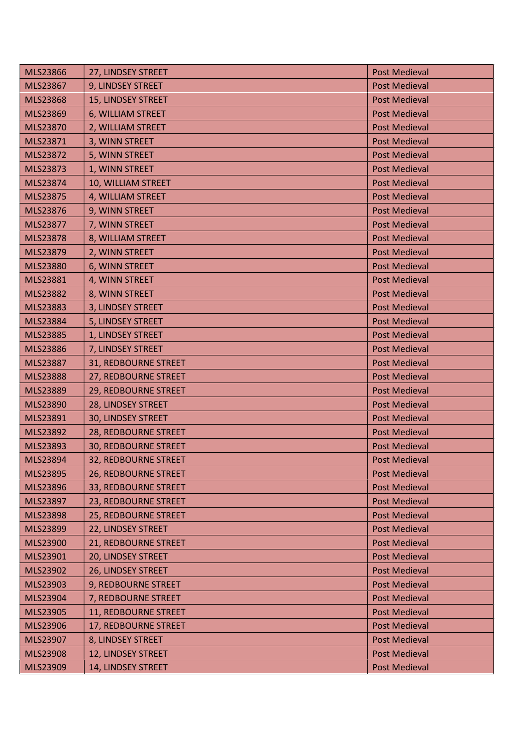| MLS23866 | 27, LINDSEY STREET | Post Medieval |
|---|---|---|
| MLS23867 | 9, LINDSEY STREET | Post Medieval |
| MLS23868 | 15, LINDSEY STREET | Post Medieval |
| MLS23869 | 6, WILLIAM STREET | Post Medieval |
| MLS23870 | 2, WILLIAM STREET | Post Medieval |
| MLS23871 | 3, WINN STREET | Post Medieval |
| MLS23872 | 5, WINN STREET | Post Medieval |
| MLS23873 | 1, WINN STREET | Post Medieval |
| MLS23874 | 10, WILLIAM STREET | Post Medieval |
| MLS23875 | 4, WILLIAM STREET | Post Medieval |
| MLS23876 | 9, WINN STREET | Post Medieval |
| MLS23877 | 7, WINN STREET | Post Medieval |
| MLS23878 | 8, WILLIAM STREET | Post Medieval |
| MLS23879 | 2, WINN STREET | Post Medieval |
| MLS23880 | 6, WINN STREET | Post Medieval |
| MLS23881 | 4, WINN STREET | Post Medieval |
| MLS23882 | 8, WINN STREET | Post Medieval |
| MLS23883 | 3, LINDSEY STREET | Post Medieval |
| MLS23884 | 5, LINDSEY STREET | Post Medieval |
| MLS23885 | 1, LINDSEY STREET | Post Medieval |
| MLS23886 | 7, LINDSEY STREET | Post Medieval |
| MLS23887 | 31, REDBOURNE STREET | Post Medieval |
| MLS23888 | 27, REDBOURNE STREET | Post Medieval |
| MLS23889 | 29, REDBOURNE STREET | Post Medieval |
| MLS23890 | 28, LINDSEY STREET | Post Medieval |
| MLS23891 | 30, LINDSEY STREET | Post Medieval |
| MLS23892 | 28, REDBOURNE STREET | Post Medieval |
| MLS23893 | 30, REDBOURNE STREET | Post Medieval |
| MLS23894 | 32, REDBOURNE STREET | Post Medieval |
| MLS23895 | 26, REDBOURNE STREET | Post Medieval |
| MLS23896 | 33, REDBOURNE STREET | Post Medieval |
| MLS23897 | 23, REDBOURNE STREET | Post Medieval |
| MLS23898 | 25, REDBOURNE STREET | Post Medieval |
| MLS23899 | 22, LINDSEY STREET | Post Medieval |
| MLS23900 | 21, REDBOURNE STREET | Post Medieval |
| MLS23901 | 20, LINDSEY STREET | Post Medieval |
| MLS23902 | 26, LINDSEY STREET | Post Medieval |
| MLS23903 | 9, REDBOURNE STREET | Post Medieval |
| MLS23904 | 7, REDBOURNE STREET | Post Medieval |
| MLS23905 | 11, REDBOURNE STREET | Post Medieval |
| MLS23906 | 17, REDBOURNE STREET | Post Medieval |
| MLS23907 | 8, LINDSEY STREET | Post Medieval |
| MLS23908 | 12, LINDSEY STREET | Post Medieval |
| MLS23909 | 14, LINDSEY STREET | Post Medieval |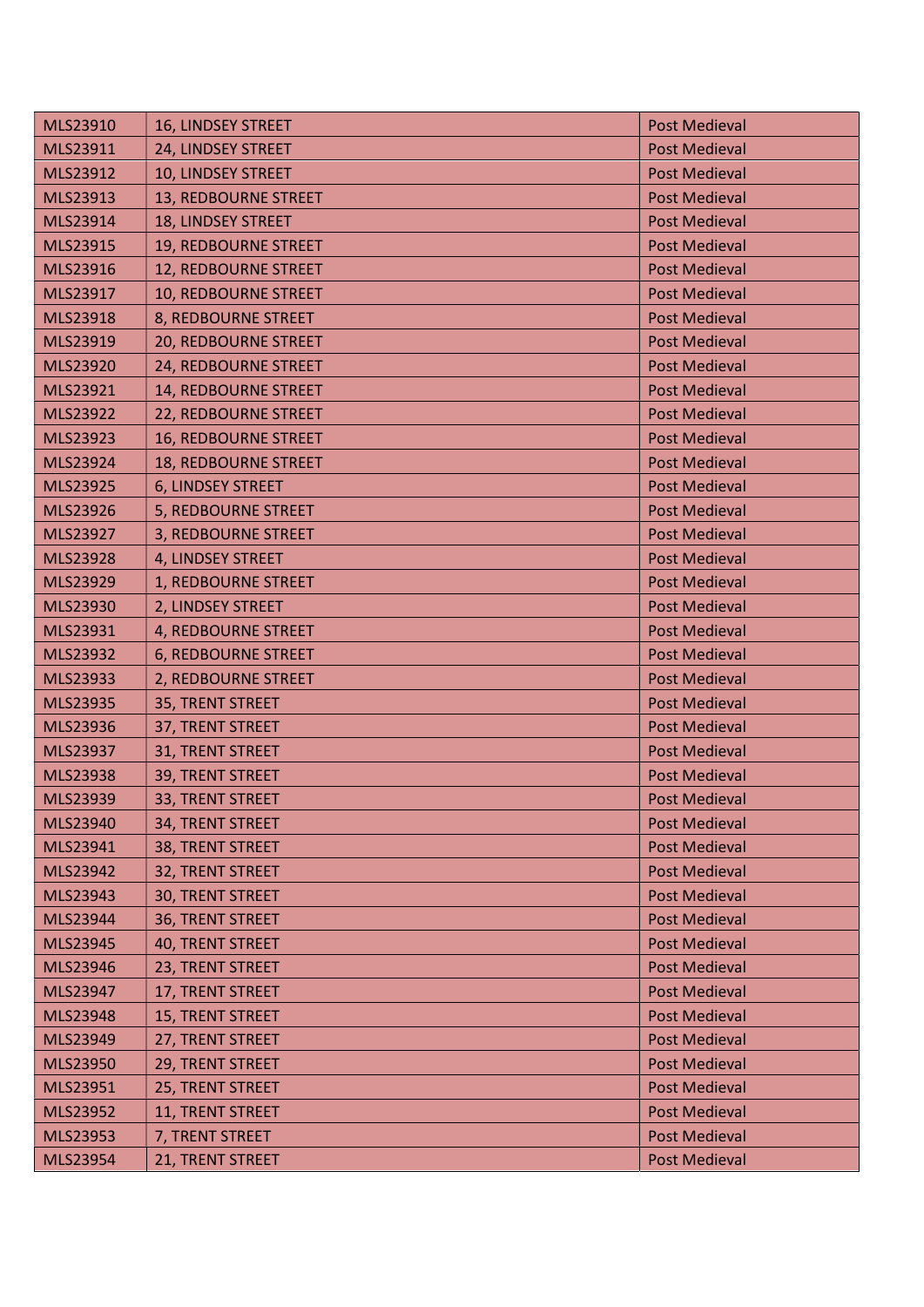| | | |
|---|---|---|
| MLS23910 | 16, LINDSEY STREET | Post Medieval |
| MLS23911 | 24, LINDSEY STREET | Post Medieval |
| MLS23912 | 10, LINDSEY STREET | Post Medieval |
| MLS23913 | 13, REDBOURNE STREET | Post Medieval |
| MLS23914 | 18, LINDSEY STREET | Post Medieval |
| MLS23915 | 19, REDBOURNE STREET | Post Medieval |
| MLS23916 | 12, REDBOURNE STREET | Post Medieval |
| MLS23917 | 10, REDBOURNE STREET | Post Medieval |
| MLS23918 | 8, REDBOURNE STREET | Post Medieval |
| MLS23919 | 20, REDBOURNE STREET | Post Medieval |
| MLS23920 | 24, REDBOURNE STREET | Post Medieval |
| MLS23921 | 14, REDBOURNE STREET | Post Medieval |
| MLS23922 | 22, REDBOURNE STREET | Post Medieval |
| MLS23923 | 16, REDBOURNE STREET | Post Medieval |
| MLS23924 | 18, REDBOURNE STREET | Post Medieval |
| MLS23925 | 6, LINDSEY STREET | Post Medieval |
| MLS23926 | 5, REDBOURNE STREET | Post Medieval |
| MLS23927 | 3, REDBOURNE STREET | Post Medieval |
| MLS23928 | 4, LINDSEY STREET | Post Medieval |
| MLS23929 | 1, REDBOURNE STREET | Post Medieval |
| MLS23930 | 2, LINDSEY STREET | Post Medieval |
| MLS23931 | 4, REDBOURNE STREET | Post Medieval |
| MLS23932 | 6, REDBOURNE STREET | Post Medieval |
| MLS23933 | 2, REDBOURNE STREET | Post Medieval |
| MLS23935 | 35, TRENT STREET | Post Medieval |
| MLS23936 | 37, TRENT STREET | Post Medieval |
| MLS23937 | 31, TRENT STREET | Post Medieval |
| MLS23938 | 39, TRENT STREET | Post Medieval |
| MLS23939 | 33, TRENT STREET | Post Medieval |
| MLS23940 | 34, TRENT STREET | Post Medieval |
| MLS23941 | 38, TRENT STREET | Post Medieval |
| MLS23942 | 32, TRENT STREET | Post Medieval |
| MLS23943 | 30, TRENT STREET | Post Medieval |
| MLS23944 | 36, TRENT STREET | Post Medieval |
| MLS23945 | 40, TRENT STREET | Post Medieval |
| MLS23946 | 23, TRENT STREET | Post Medieval |
| MLS23947 | 17, TRENT STREET | Post Medieval |
| MLS23948 | 15, TRENT STREET | Post Medieval |
| MLS23949 | 27, TRENT STREET | Post Medieval |
| MLS23950 | 29, TRENT STREET | Post Medieval |
| MLS23951 | 25, TRENT STREET | Post Medieval |
| MLS23952 | 11, TRENT STREET | Post Medieval |
| MLS23953 | 7, TRENT STREET | Post Medieval |
| MLS23954 | 21, TRENT STREET | Post Medieval |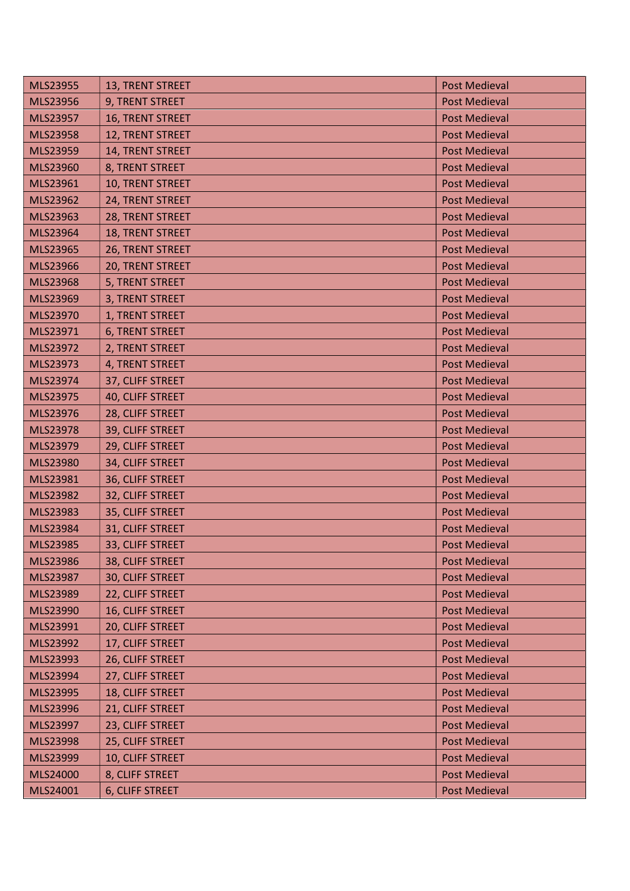| | | |
|---|---|---|
| MLS23955 | 13, TRENT STREET | Post Medieval |
| MLS23956 | 9, TRENT STREET | Post Medieval |
| MLS23957 | 16, TRENT STREET | Post Medieval |
| MLS23958 | 12, TRENT STREET | Post Medieval |
| MLS23959 | 14, TRENT STREET | Post Medieval |
| MLS23960 | 8, TRENT STREET | Post Medieval |
| MLS23961 | 10, TRENT STREET | Post Medieval |
| MLS23962 | 24, TRENT STREET | Post Medieval |
| MLS23963 | 28, TRENT STREET | Post Medieval |
| MLS23964 | 18, TRENT STREET | Post Medieval |
| MLS23965 | 26, TRENT STREET | Post Medieval |
| MLS23966 | 20, TRENT STREET | Post Medieval |
| MLS23968 | 5, TRENT STREET | Post Medieval |
| MLS23969 | 3, TRENT STREET | Post Medieval |
| MLS23970 | 1, TRENT STREET | Post Medieval |
| MLS23971 | 6, TRENT STREET | Post Medieval |
| MLS23972 | 2, TRENT STREET | Post Medieval |
| MLS23973 | 4, TRENT STREET | Post Medieval |
| MLS23974 | 37, CLIFF STREET | Post Medieval |
| MLS23975 | 40, CLIFF STREET | Post Medieval |
| MLS23976 | 28, CLIFF STREET | Post Medieval |
| MLS23978 | 39, CLIFF STREET | Post Medieval |
| MLS23979 | 29, CLIFF STREET | Post Medieval |
| MLS23980 | 34, CLIFF STREET | Post Medieval |
| MLS23981 | 36, CLIFF STREET | Post Medieval |
| MLS23982 | 32, CLIFF STREET | Post Medieval |
| MLS23983 | 35, CLIFF STREET | Post Medieval |
| MLS23984 | 31, CLIFF STREET | Post Medieval |
| MLS23985 | 33, CLIFF STREET | Post Medieval |
| MLS23986 | 38, CLIFF STREET | Post Medieval |
| MLS23987 | 30, CLIFF STREET | Post Medieval |
| MLS23989 | 22, CLIFF STREET | Post Medieval |
| MLS23990 | 16, CLIFF STREET | Post Medieval |
| MLS23991 | 20, CLIFF STREET | Post Medieval |
| MLS23992 | 17, CLIFF STREET | Post Medieval |
| MLS23993 | 26, CLIFF STREET | Post Medieval |
| MLS23994 | 27, CLIFF STREET | Post Medieval |
| MLS23995 | 18, CLIFF STREET | Post Medieval |
| MLS23996 | 21, CLIFF STREET | Post Medieval |
| MLS23997 | 23, CLIFF STREET | Post Medieval |
| MLS23998 | 25, CLIFF STREET | Post Medieval |
| MLS23999 | 10, CLIFF STREET | Post Medieval |
| MLS24000 | 8, CLIFF STREET | Post Medieval |
| MLS24001 | 6, CLIFF STREET | Post Medieval |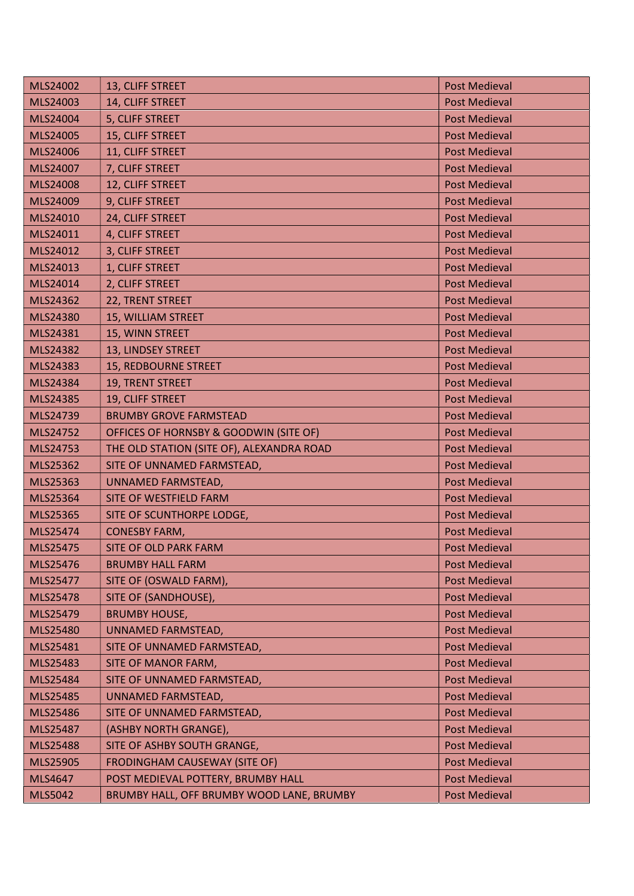| | | |
|---|---|---|
| MLS24002 | 13, CLIFF STREET | Post Medieval |
| MLS24003 | 14, CLIFF STREET | Post Medieval |
| MLS24004 | 5, CLIFF STREET | Post Medieval |
| MLS24005 | 15, CLIFF STREET | Post Medieval |
| MLS24006 | 11, CLIFF STREET | Post Medieval |
| MLS24007 | 7, CLIFF STREET | Post Medieval |
| MLS24008 | 12, CLIFF STREET | Post Medieval |
| MLS24009 | 9, CLIFF STREET | Post Medieval |
| MLS24010 | 24, CLIFF STREET | Post Medieval |
| MLS24011 | 4, CLIFF STREET | Post Medieval |
| MLS24012 | 3, CLIFF STREET | Post Medieval |
| MLS24013 | 1, CLIFF STREET | Post Medieval |
| MLS24014 | 2, CLIFF STREET | Post Medieval |
| MLS24362 | 22, TRENT STREET | Post Medieval |
| MLS24380 | 15, WILLIAM STREET | Post Medieval |
| MLS24381 | 15, WINN STREET | Post Medieval |
| MLS24382 | 13, LINDSEY STREET | Post Medieval |
| MLS24383 | 15, REDBOURNE STREET | Post Medieval |
| MLS24384 | 19, TRENT STREET | Post Medieval |
| MLS24385 | 19, CLIFF STREET | Post Medieval |
| MLS24739 | BRUMBY GROVE FARMSTEAD | Post Medieval |
| MLS24752 | OFFICES OF HORNSBY & GOODWIN (SITE OF) | Post Medieval |
| MLS24753 | THE OLD STATION (SITE OF), ALEXANDRA ROAD | Post Medieval |
| MLS25362 | SITE OF UNNAMED FARMSTEAD, | Post Medieval |
| MLS25363 | UNNAMED FARMSTEAD, | Post Medieval |
| MLS25364 | SITE OF WESTFIELD FARM | Post Medieval |
| MLS25365 | SITE OF SCUNTHORPE LODGE, | Post Medieval |
| MLS25474 | CONESBY FARM, | Post Medieval |
| MLS25475 | SITE OF OLD PARK FARM | Post Medieval |
| MLS25476 | BRUMBY HALL FARM | Post Medieval |
| MLS25477 | SITE OF (OSWALD FARM), | Post Medieval |
| MLS25478 | SITE OF (SANDHOUSE), | Post Medieval |
| MLS25479 | BRUMBY HOUSE, | Post Medieval |
| MLS25480 | UNNAMED FARMSTEAD, | Post Medieval |
| MLS25481 | SITE OF UNNAMED FARMSTEAD, | Post Medieval |
| MLS25483 | SITE OF MANOR FARM, | Post Medieval |
| MLS25484 | SITE OF UNNAMED FARMSTEAD, | Post Medieval |
| MLS25485 | UNNAMED FARMSTEAD, | Post Medieval |
| MLS25486 | SITE OF UNNAMED FARMSTEAD, | Post Medieval |
| MLS25487 | (ASHBY NORTH GRANGE), | Post Medieval |
| MLS25488 | SITE OF ASHBY SOUTH GRANGE, | Post Medieval |
| MLS25905 | FRODINGHAM CAUSEWAY (SITE OF) | Post Medieval |
| MLS4647 | POST MEDIEVAL POTTERY, BRUMBY HALL | Post Medieval |
| MLS5042 | BRUMBY HALL, OFF BRUMBY WOOD LANE, BRUMBY | Post Medieval |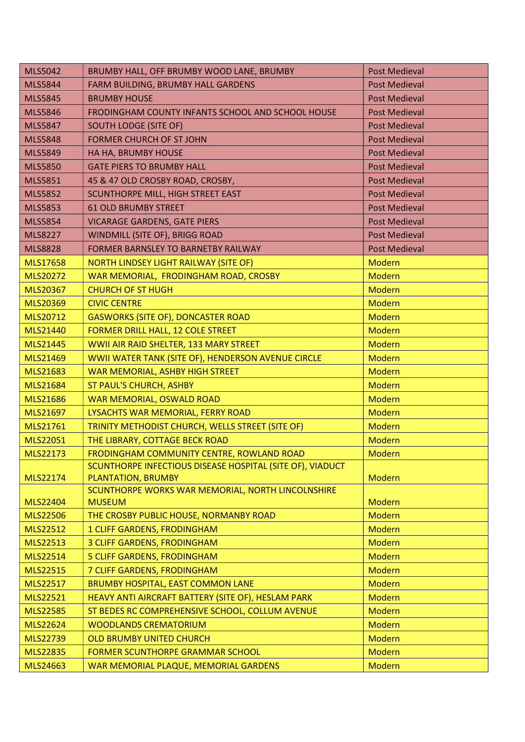| | | |
|---|---|---|
| MLS5042 | BRUMBY HALL, OFF BRUMBY WOOD LANE, BRUMBY | Post Medieval |
| MLS5844 | FARM BUILDING, BRUMBY HALL GARDENS | Post Medieval |
| MLS5845 | BRUMBY HOUSE | Post Medieval |
| MLS5846 | FRODINGHAM COUNTY INFANTS SCHOOL AND SCHOOL HOUSE | Post Medieval |
| MLS5847 | SOUTH LODGE (SITE OF) | Post Medieval |
| MLS5848 | FORMER CHURCH OF ST JOHN | Post Medieval |
| MLS5849 | HA HA, BRUMBY HOUSE | Post Medieval |
| MLS5850 | GATE PIERS TO BRUMBY HALL | Post Medieval |
| MLS5851 | 45 & 47 OLD CROSBY ROAD, CROSBY, | Post Medieval |
| MLS5852 | SCUNTHORPE MILL, HIGH STREET EAST | Post Medieval |
| MLS5853 | 61 OLD BRUMBY STREET | Post Medieval |
| MLS5854 | VICARAGE GARDENS, GATE PIERS | Post Medieval |
| MLS8227 | WINDMILL (SITE OF), BRIGG ROAD | Post Medieval |
| MLS8828 | FORMER BARNSLEY TO BARNETBY RAILWAY | Post Medieval |
| MLS17658 | NORTH LINDSEY LIGHT RAILWAY (SITE OF) | Modern |
| MLS20272 | WAR MEMORIAL, FRODINGHAM ROAD, CROSBY | Modern |
| MLS20367 | CHURCH OF ST HUGH | Modern |
| MLS20369 | CIVIC CENTRE | Modern |
| MLS20712 | GASWORKS (SITE OF), DONCASTER ROAD | Modern |
| MLS21440 | FORMER DRILL HALL, 12 COLE STREET | Modern |
| MLS21445 | WWII AIR RAID SHELTER, 133 MARY STREET | Modern |
| MLS21469 | WWII WATER TANK (SITE OF), HENDERSON AVENUE CIRCLE | Modern |
| MLS21683 | WAR MEMORIAL, ASHBY HIGH STREET | Modern |
| MLS21684 | ST PAUL'S CHURCH, ASHBY | Modern |
| MLS21686 | WAR MEMORIAL, OSWALD ROAD | Modern |
| MLS21697 | LYSACHTS WAR MEMORIAL, FERRY ROAD | Modern |
| MLS21761 | TRINITY METHODIST CHURCH, WELLS STREET (SITE OF) | Modern |
| MLS22051 | THE LIBRARY, COTTAGE BECK ROAD | Modern |
| MLS22173 | FRODINGHAM COMMUNITY CENTRE, ROWLAND ROAD | Modern |
| MLS22174 | SCUNTHORPE INFECTIOUS DISEASE HOSPITAL (SITE OF), VIADUCT PLANTATION, BRUMBY | Modern |
| MLS22404 | SCUNTHORPE WORKS WAR MEMORIAL, NORTH LINCOLNSHIRE MUSEUM | Modern |
| MLS22506 | THE CROSBY PUBLIC HOUSE, NORMANBY ROAD | Modern |
| MLS22512 | 1 CLIFF GARDENS, FRODINGHAM | Modern |
| MLS22513 | 3 CLIFF GARDENS, FRODINGHAM | Modern |
| MLS22514 | 5 CLIFF GARDENS, FRODINGHAM | Modern |
| MLS22515 | 7 CLIFF GARDENS, FRODINGHAM | Modern |
| MLS22517 | BRUMBY HOSPITAL, EAST COMMON LANE | Modern |
| MLS22521 | HEAVY ANTI AIRCRAFT BATTERY (SITE OF), HESLAM PARK | Modern |
| MLS22585 | ST BEDES RC COMPREHENSIVE SCHOOL, COLLUM AVENUE | Modern |
| MLS22624 | WOODLANDS CREMATORIUM | Modern |
| MLS22739 | OLD BRUMBY UNITED CHURCH | Modern |
| MLS22835 | FORMER SCUNTHORPE GRAMMAR SCHOOL | Modern |
| MLS24663 | WAR MEMORIAL PLAQUE, MEMORIAL GARDENS | Modern |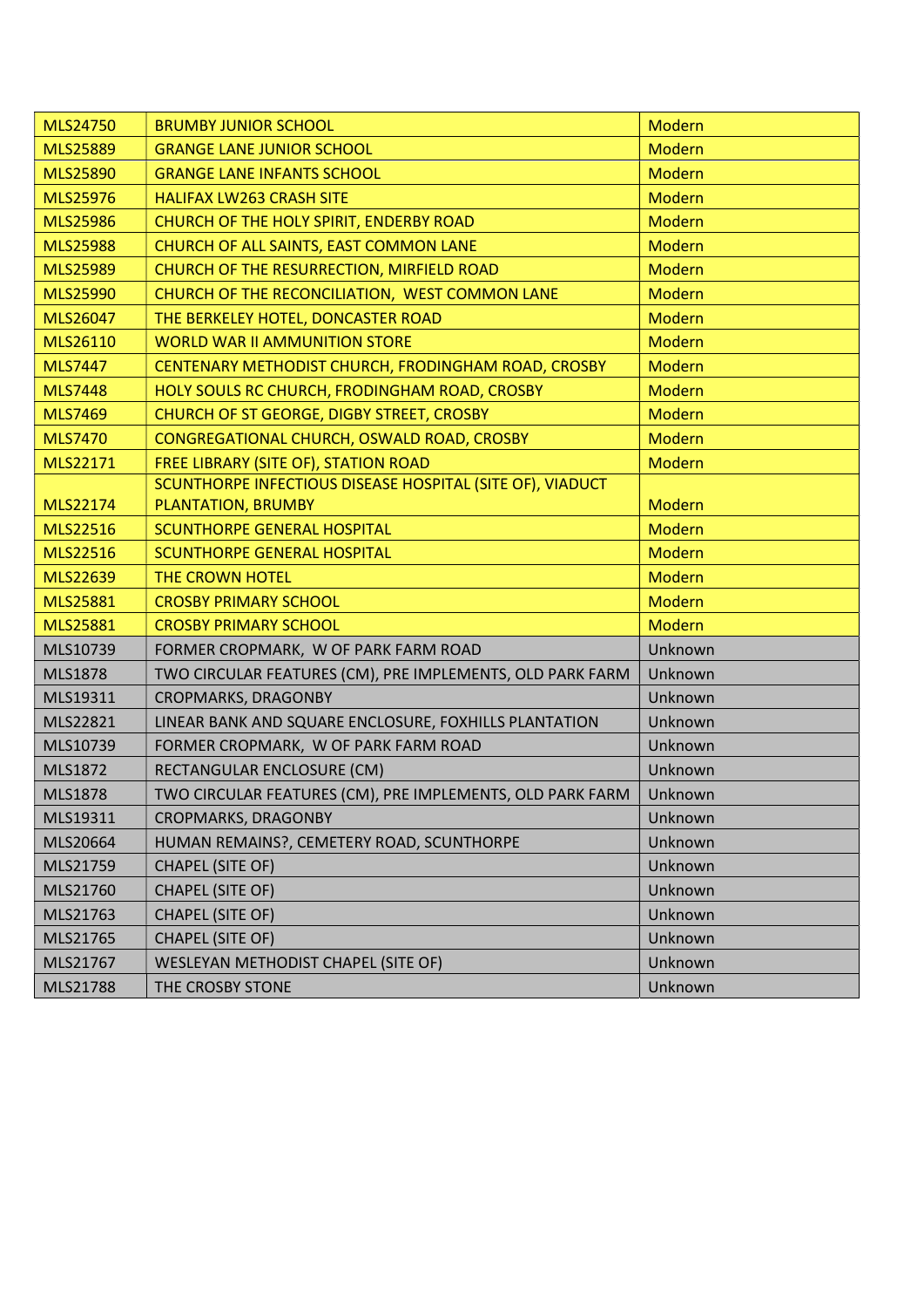| | | |
|---|---|---|
| MLS24750 | BRUMBY JUNIOR SCHOOL | Modern |
| MLS25889 | GRANGE LANE JUNIOR SCHOOL | Modern |
| MLS25890 | GRANGE LANE INFANTS SCHOOL | Modern |
| MLS25976 | HALIFAX LW263 CRASH SITE | Modern |
| MLS25986 | CHURCH OF THE HOLY SPIRIT, ENDERBY ROAD | Modern |
| MLS25988 | CHURCH OF ALL SAINTS, EAST COMMON LANE | Modern |
| MLS25989 | CHURCH OF THE RESURRECTION, MIRFIELD ROAD | Modern |
| MLS25990 | CHURCH OF THE RECONCILIATION, WEST COMMON LANE | Modern |
| MLS26047 | THE BERKELEY HOTEL, DONCASTER ROAD | Modern |
| MLS26110 | WORLD WAR II AMMUNITION STORE | Modern |
| MLS7447 | CENTENARY METHODIST CHURCH, FRODINGHAM ROAD, CROSBY | Modern |
| MLS7448 | HOLY SOULS RC CHURCH, FRODINGHAM ROAD, CROSBY | Modern |
| MLS7469 | CHURCH OF ST GEORGE, DIGBY STREET, CROSBY | Modern |
| MLS7470 | CONGREGATIONAL CHURCH, OSWALD ROAD, CROSBY | Modern |
| MLS22171 | FREE LIBRARY (SITE OF), STATION ROAD | Modern |
| MLS22174 | SCUNTHORPE INFECTIOUS DISEASE HOSPITAL (SITE OF), VIADUCT PLANTATION, BRUMBY | Modern |
| MLS22516 | SCUNTHORPE GENERAL HOSPITAL | Modern |
| MLS22516 | SCUNTHORPE GENERAL HOSPITAL | Modern |
| MLS22639 | THE CROWN HOTEL | Modern |
| MLS25881 | CROSBY PRIMARY SCHOOL | Modern |
| MLS25881 | CROSBY PRIMARY SCHOOL | Modern |
| MLS10739 | FORMER CROPMARK, W OF PARK FARM ROAD | Unknown |
| MLS1878 | TWO CIRCULAR FEATURES (CM), PRE IMPLEMENTS, OLD PARK FARM | Unknown |
| MLS19311 | CROPMARKS, DRAGONBY | Unknown |
| MLS22821 | LINEAR BANK AND SQUARE ENCLOSURE, FOXHILLS PLANTATION | Unknown |
| MLS10739 | FORMER CROPMARK, W OF PARK FARM ROAD | Unknown |
| MLS1872 | RECTANGULAR ENCLOSURE (CM) | Unknown |
| MLS1878 | TWO CIRCULAR FEATURES (CM), PRE IMPLEMENTS, OLD PARK FARM | Unknown |
| MLS19311 | CROPMARKS, DRAGONBY | Unknown |
| MLS20664 | HUMAN REMAINS?, CEMETERY ROAD, SCUNTHORPE | Unknown |
| MLS21759 | CHAPEL (SITE OF) | Unknown |
| MLS21760 | CHAPEL (SITE OF) | Unknown |
| MLS21763 | CHAPEL (SITE OF) | Unknown |
| MLS21765 | CHAPEL (SITE OF) | Unknown |
| MLS21767 | WESLEYAN METHODIST CHAPEL (SITE OF) | Unknown |
| MLS21788 | THE CROSBY STONE | Unknown |